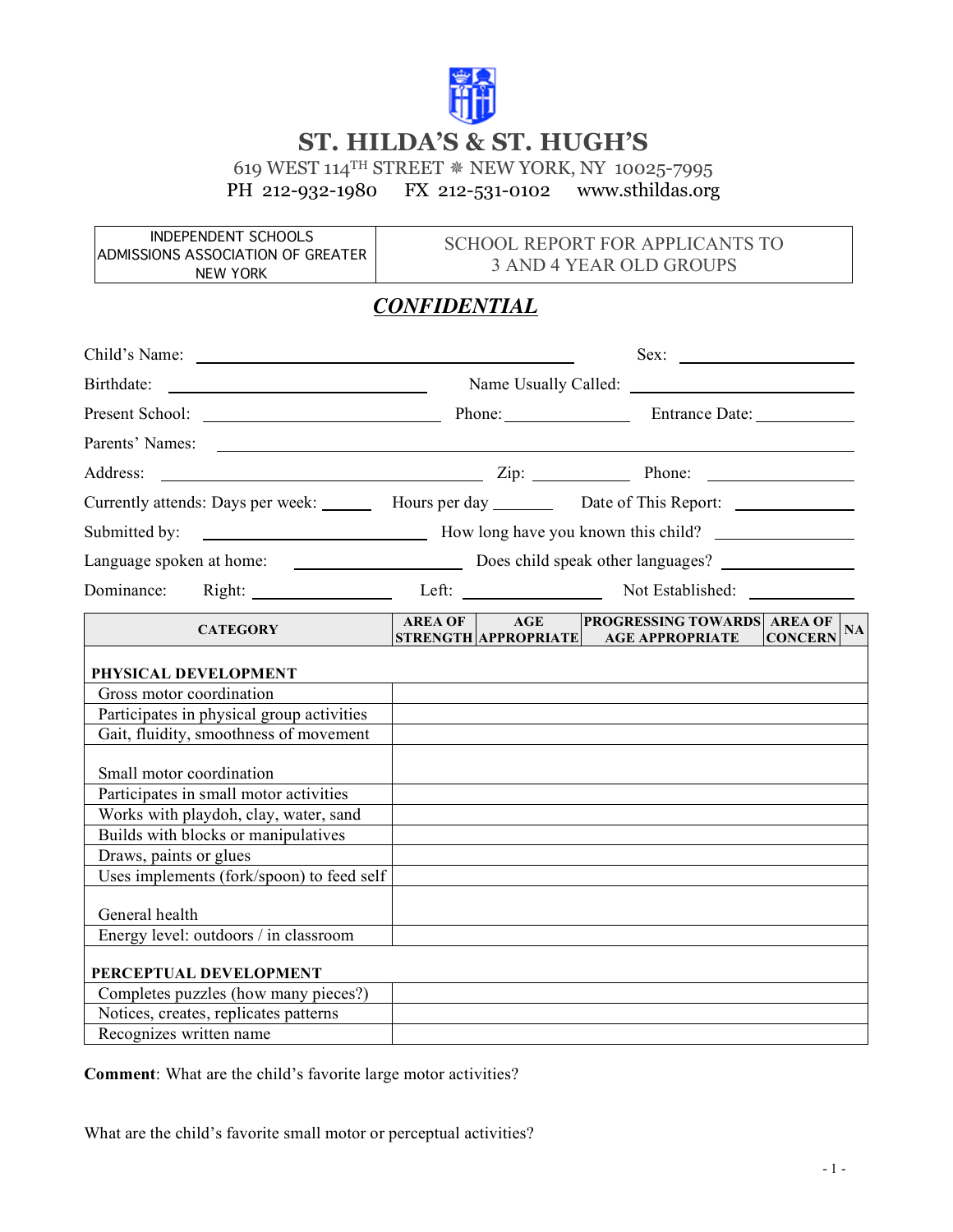# ST. HILDA'S & ST. HUGH'S

619 WEST 114TH STREET ❋ NEW YORK, NY 10025-7995
PH 212-932-1980 FX 212-531-0102 www.sthildas.org

| INDEPENDENT SCHOOLS ADMISSIONS ASSOCIATION OF GREATER NEW YORK | SCHOOL REPORT FOR APPLICANTS TO 3 AND 4 YEAR OLD GROUPS |
|---|---|

## *CONFIDENTIAL*

Child's Name: \_\_\_\_\_\_\_\_\_\_\_\_\_\_\_\_\_\_\_\_\_\_\_\_\_\_\_\_\_\_ Sex: \_\_\_\_\_\_\_\_\_\_\_\_

Birthdate: \_\_\_\_\_\_\_\_\_\_\_\_\_\_\_\_\_\_\_\_ Name Usually Called: \_\_\_\_\_\_\_\_\_\_\_\_\_\_\_\_\_\_

Present School: \_\_\_\_\_\_\_\_\_\_\_\_\_\_\_\_\_\_\_ Phone: \_\_\_\_\_\_\_\_\_\_ Entrance Date: \_\_\_\_\_\_\_\_

Parents' Names: \_\_\_\_\_\_\_\_\_\_\_\_\_\_\_\_\_\_\_\_\_\_\_\_\_\_\_\_\_\_\_\_\_\_\_\_\_\_\_\_\_\_\_\_\_\_\_\_\_\_

Address: \_\_\_\_\_\_\_\_\_\_\_\_\_\_\_\_\_\_\_\_\_\_\_\_\_ Zip: \_\_\_\_\_\_\_\_ Phone: \_\_\_\_\_\_\_\_\_\_\_\_

Currently attends: Days per week: \_\_\_\_\_ Hours per day \_\_\_\_\_ Date of This Report: \_\_\_\_\_\_\_\_\_\_

Submitted by: \_\_\_\_\_\_\_\_\_\_\_\_\_\_\_\_\_\_\_\_ How long have you known this child? \_\_\_\_\_\_\_\_\_\_\_\_

Language spoken at home: \_\_\_\_\_\_\_\_\_\_\_\_\_\_ Does child speak other languages? \_\_\_\_\_\_\_\_\_\_\_\_

Dominance: Right: \_\_\_\_\_\_\_\_\_\_\_\_ Left: \_\_\_\_\_\_\_\_\_\_\_\_ Not Established: \_\_\_\_\_\_\_\_\_\_

| CATEGORY | AREA OF STRENGTH | AGE APPROPRIATE | PROGRESSING TOWARDS AGE APPROPRIATE | AREA OF CONCERN | NA |
|---|---|---|---|---|---|
| **PHYSICAL DEVELOPMENT** | | | | | |
| Gross motor coordination | | | | | |
| Participates in physical group activities | | | | | |
| Gait, fluidity, smoothness of movement | | | | | |
| Small motor coordination | | | | | |
| Participates in small motor activities | | | | | |
| Works with playdoh, clay, water, sand | | | | | |
| Builds with blocks or manipulatives | | | | | |
| Draws, paints or glues | | | | | |
| Uses implements (fork/spoon) to feed self | | | | | |
| General health | | | | | |
| Energy level: outdoors / in classroom | | | | | |
| **PERCEPTUAL DEVELOPMENT** | | | | | |
| Completes puzzles (how many pieces?) | | | | | |
| Notices, creates, replicates patterns | | | | | |
| Recognizes written name | | | | | |

**Comment**: What are the child's favorite large motor activities?

What are the child's favorite small motor or perceptual activities?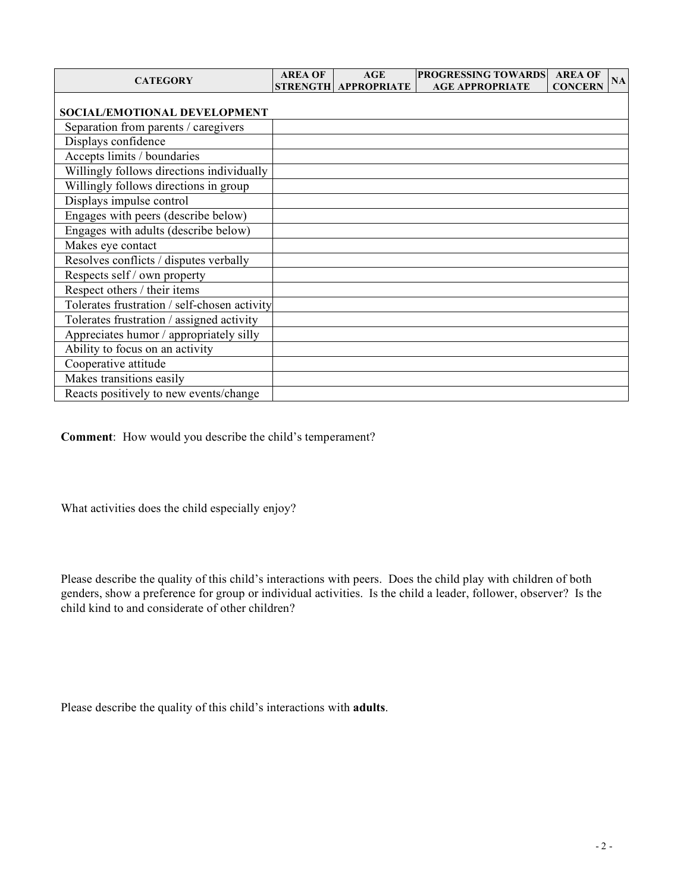| CATEGORY | AREA OF STRENGTH | AGE APPROPRIATE | PROGRESSING TOWARDS AGE APPROPRIATE | AREA OF CONCERN | NA |
|---|---|---|---|---|---|
| **SOCIAL/EMOTIONAL DEVELOPMENT** | | | | | |
| Separation from parents / caregivers | | | | | |
| Displays confidence | | | | | |
| Accepts limits / boundaries | | | | | |
| Willingly follows directions individually | | | | | |
| Willingly follows directions in group | | | | | |
| Displays impulse control | | | | | |
| Engages with peers (describe below) | | | | | |
| Engages with adults (describe below) | | | | | |
| Makes eye contact | | | | | |
| Resolves conflicts / disputes verbally | | | | | |
| Respects self / own property | | | | | |
| Respect others / their items | | | | | |
| Tolerates frustration / self-chosen activity | | | | | |
| Tolerates frustration / assigned activity | | | | | |
| Appreciates humor / appropriately silly | | | | | |
| Ability to focus on an activity | | | | | |
| Cooperative attitude | | | | | |
| Makes transitions easily | | | | | |
| Reacts positively to new events/change | | | | | |

**Comment**: How would you describe the child's temperament?

What activities does the child especially enjoy?

Please describe the quality of this child's interactions with peers. Does the child play with children of both genders, show a preference for group or individual activities. Is the child a leader, follower, observer? Is the child kind to and considerate of other children?

Please describe the quality of this child's interactions with **adults**.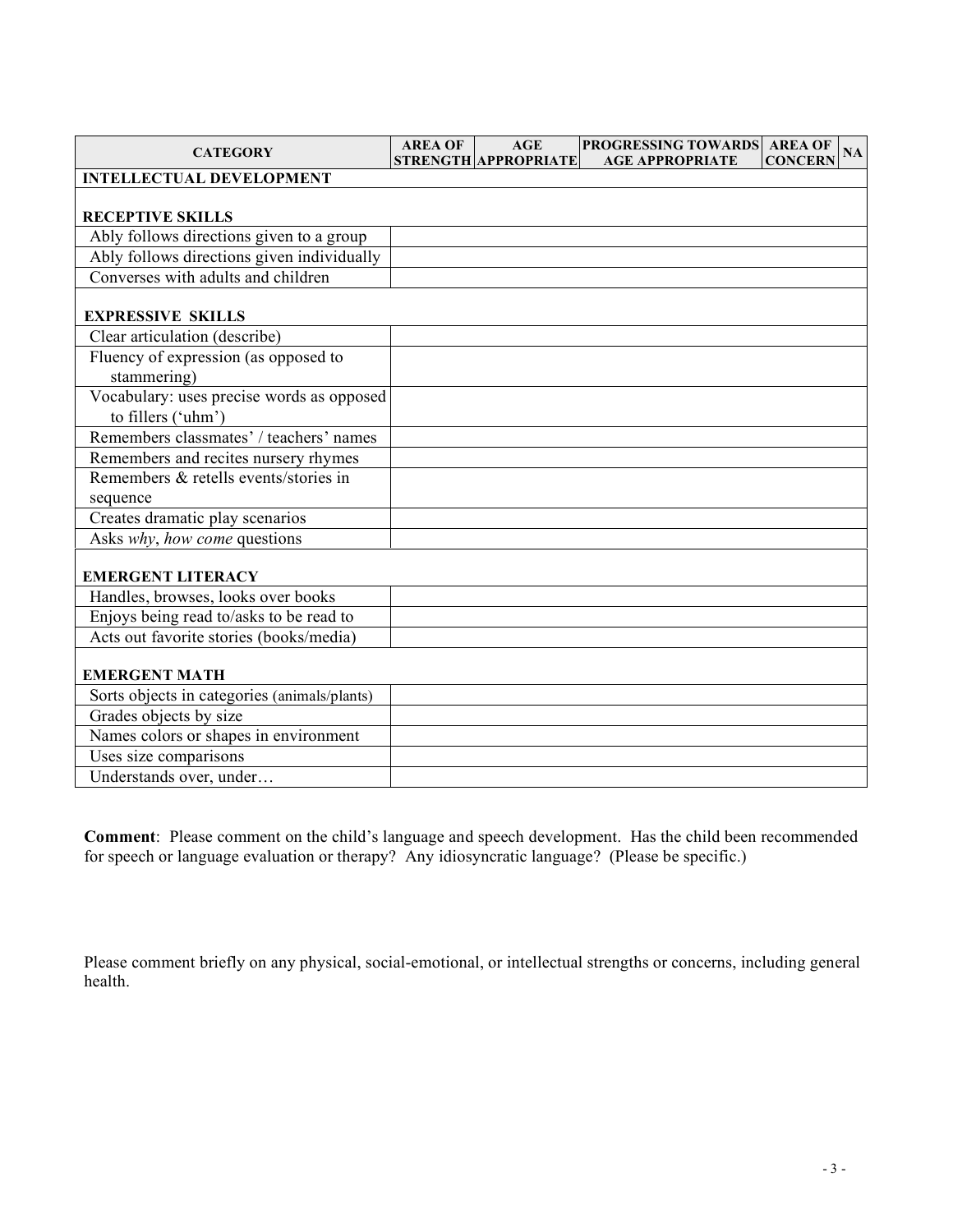| CATEGORY | AREA OF STRENGTH | AGE APPROPRIATE | PROGRESSING TOWARDS AGE APPROPRIATE | AREA OF CONCERN | NA |
|---|---|---|---|---|---|
| **INTELLECTUAL DEVELOPMENT** | | | | | |
| **RECEPTIVE SKILLS** | | | | | |
| Ably follows directions given to a group | | | | | |
| Ably follows directions given individually | | | | | |
| Converses with adults and children | | | | | |
| **EXPRESSIVE SKILLS** | | | | | |
| Clear articulation (describe) | | | | | |
| Fluency of expression (as opposed to stammering) | | | | | |
| Vocabulary: uses precise words as opposed to fillers ('uhm') | | | | | |
| Remembers classmates' / teachers' names | | | | | |
| Remembers and recites nursery rhymes | | | | | |
| Remembers & retells events/stories in sequence | | | | | |
| Creates dramatic play scenarios | | | | | |
| Asks *why*, *how come* questions | | | | | |
| **EMERGENT LITERACY** | | | | | |
| Handles, browses, looks over books | | | | | |
| Enjoys being read to/asks to be read to | | | | | |
| Acts out favorite stories (books/media) | | | | | |
| **EMERGENT MATH** | | | | | |
| Sorts objects in categories (animals/plants) | | | | | |
| Grades objects by size | | | | | |
| Names colors or shapes in environment | | | | | |
| Uses size comparisons | | | | | |
| Understands over, under… | | | | | |

**Comment**: Please comment on the child's language and speech development. Has the child been recommended for speech or language evaluation or therapy? Any idiosyncratic language? (Please be specific.)

Please comment briefly on any physical, social-emotional, or intellectual strengths or concerns, including general health.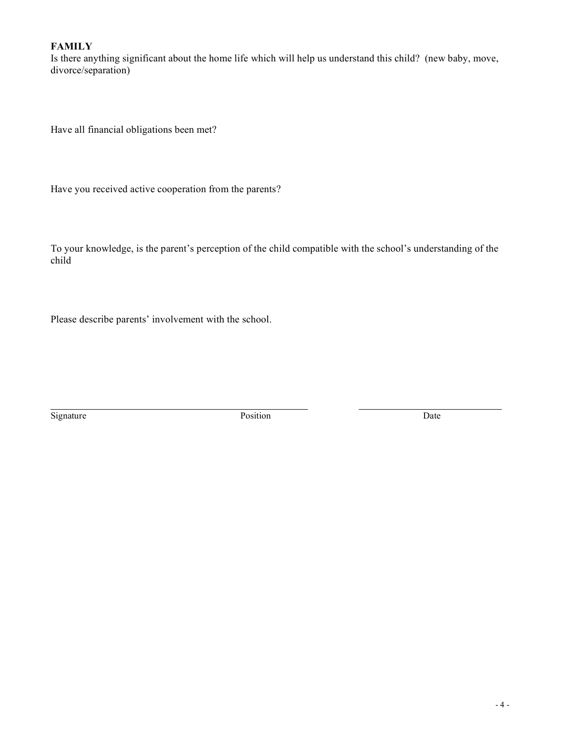**FAMILY**

Is there anything significant about the home life which will help us understand this child? (new baby, move, divorce/separation)

Have all financial obligations been met?

Have you received active cooperation from the parents?

To your knowledge, is the parent's perception of the child compatible with the school's understanding of the child

Please describe parents' involvement with the school.

Signature Position Date